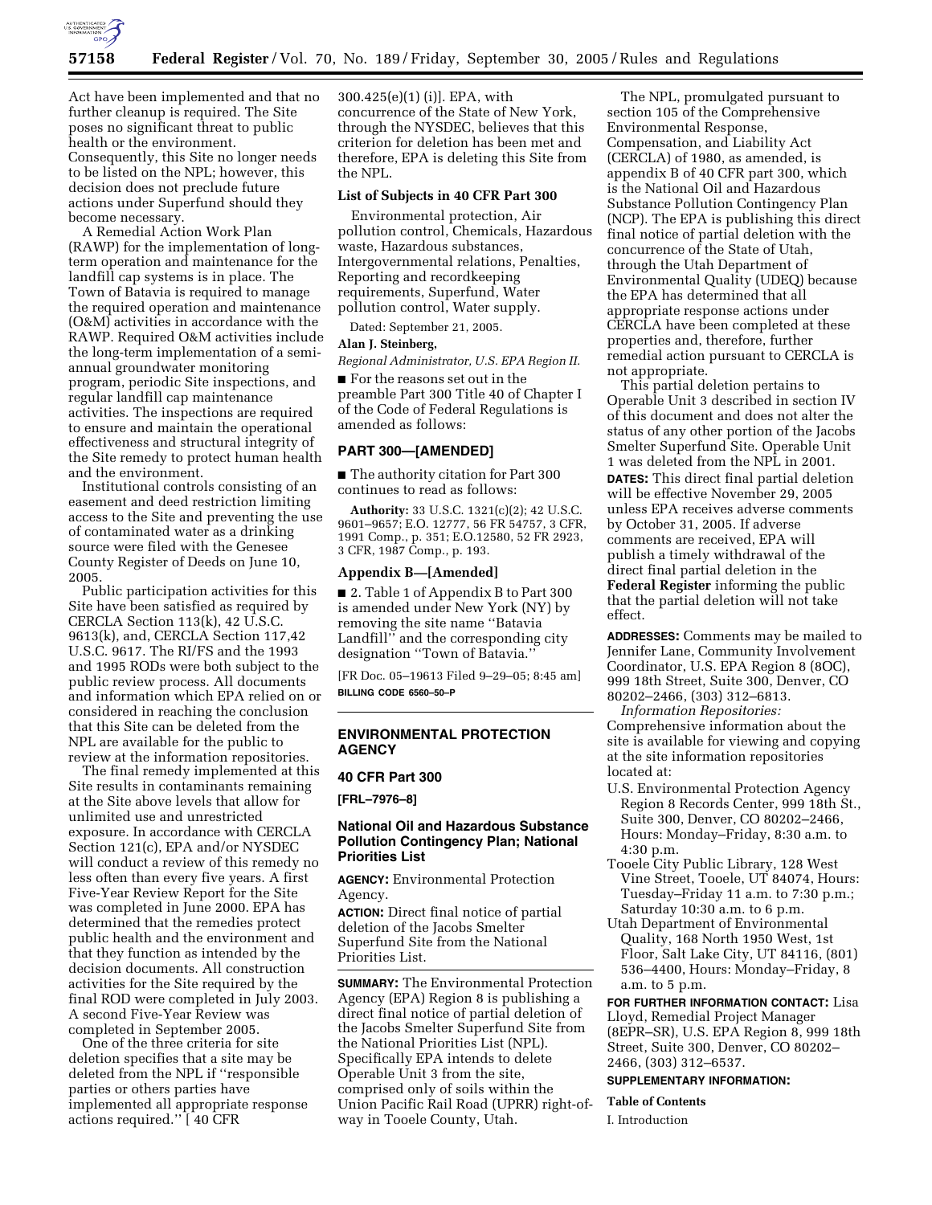Act have been implemented and that no further cleanup is required. The Site poses no significant threat to public health or the environment. Consequently, this Site no longer needs to be listed on the NPL; however, this decision does not preclude future actions under Superfund should they become necessary.

A Remedial Action Work Plan (RAWP) for the implementation of long-term operation and maintenance for the landfill cap systems is in place. The Town of Batavia is required to manage the required operation and maintenance (O&M) activities in accordance with the RAWP. Required O&M activities include the long-term implementation of a semi-annual groundwater monitoring program, periodic Site inspections, and regular landfill cap maintenance activities. The inspections are required to ensure and maintain the operational effectiveness and structural integrity of the Site remedy to protect human health and the environment.

Institutional controls consisting of an easement and deed restriction limiting access to the Site and preventing the use of contaminated water as a drinking source were filed with the Genesee County Register of Deeds on June 10, 2005.

Public participation activities for this Site have been satisfied as required by CERCLA Section 113(k), 42 U.S.C. 9613(k), and, CERCLA Section 117,42 U.S.C. 9617. The RI/FS and the 1993 and 1995 RODs were both subject to the public review process. All documents and information which EPA relied on or considered in reaching the conclusion that this Site can be deleted from the NPL are available for the public to review at the information repositories.

The final remedy implemented at this Site results in contaminants remaining at the Site above levels that allow for unlimited use and unrestricted exposure. In accordance with CERCLA Section 121(c), EPA and/or NYSDEC will conduct a review of this remedy no less often than every five years. A first Five-Year Review Report for the Site was completed in June 2000. EPA has determined that the remedies protect public health and the environment and that they function as intended by the decision documents. All construction activities for the Site required by the final ROD were completed in July 2003. A second Five-Year Review was completed in September 2005.

One of the three criteria for site deletion specifies that a site may be deleted from the NPL if ''responsible parties or others parties have implemented all appropriate response actions required.'' [ 40 CFR 300.425(e)(1) (i)]. EPA, with concurrence of the State of New York, through the NYSDEC, believes that this criterion for deletion has been met and therefore, EPA is deleting this Site from the NPL.

**List of Subjects in 40 CFR Part 300**

Environmental protection, Air pollution control, Chemicals, Hazardous waste, Hazardous substances, Intergovernmental relations, Penalties, Reporting and recordkeeping requirements, Superfund, Water pollution control, Water supply.

Dated: September 21, 2005.

**Alan J. Steinberg,**

*Regional Administrator, U.S. EPA Region II.*

■ For the reasons set out in the preamble Part 300 Title 40 of Chapter I of the Code of Federal Regulations is amended as follows:

## PART 300—[AMENDED]

■ The authority citation for Part 300 continues to read as follows:

**Authority:** 33 U.S.C. 1321(c)(2); 42 U.S.C. 9601–9657; E.O. 12777, 56 FR 54757, 3 CFR, 1991 Comp., p. 351; E.O.12580, 52 FR 2923, 3 CFR, 1987 Comp., p. 193.

### Appendix B—[Amended]

■ 2. Table 1 of Appendix B to Part 300 is amended under New York (NY) by removing the site name ''Batavia Landfill'' and the corresponding city designation ''Town of Batavia.''

[FR Doc. 05–19613 Filed 9–29–05; 8:45 am]

**BILLING CODE 6560–50–P**

---

## ENVIRONMENTAL PROTECTION AGENCY

### 40 CFR Part 300

**[FRL–7976–8]**

### National Oil and Hazardous Substance Pollution Contingency Plan; National Priorities List

**AGENCY:** Environmental Protection Agency.

**ACTION:** Direct final notice of partial deletion of the Jacobs Smelter Superfund Site from the National Priorities List.

**SUMMARY:** The Environmental Protection Agency (EPA) Region 8 is publishing a direct final notice of partial deletion of the Jacobs Smelter Superfund Site from the National Priorities List (NPL). Specifically EPA intends to delete Operable Unit 3 from the site, comprised only of soils within the Union Pacific Rail Road (UPRR) right-of-way in Tooele County, Utah.

The NPL, promulgated pursuant to section 105 of the Comprehensive Environmental Response, Compensation, and Liability Act (CERCLA) of 1980, as amended, is appendix B of 40 CFR part 300, which is the National Oil and Hazardous Substance Pollution Contingency Plan (NCP). The EPA is publishing this direct final notice of partial deletion with the concurrence of the State of Utah, through the Utah Department of Environmental Quality (UDEQ) because the EPA has determined that all appropriate response actions under CERCLA have been completed at these properties and, therefore, further remedial action pursuant to CERCLA is not appropriate.

This partial deletion pertains to Operable Unit 3 described in section IV of this document and does not alter the status of any other portion of the Jacobs Smelter Superfund Site. Operable Unit 1 was deleted from the NPL in 2001.

**DATES:** This direct final partial deletion will be effective November 29, 2005 unless EPA receives adverse comments by October 31, 2005. If adverse comments are received, EPA will publish a timely withdrawal of the direct final partial deletion in the **Federal Register** informing the public that the partial deletion will not take effect.

**ADDRESSES:** Comments may be mailed to Jennifer Lane, Community Involvement Coordinator, U.S. EPA Region 8 (8OC), 999 18th Street, Suite 300, Denver, CO 80202–2466, (303) 312–6813.

*Information Repositories:* Comprehensive information about the site is available for viewing and copying at the site information repositories located at:

- U.S. Environmental Protection Agency Region 8 Records Center, 999 18th St., Suite 300, Denver, CO 80202–2466, Hours: Monday–Friday, 8:30 a.m. to 4:30 p.m.
- Tooele City Public Library, 128 West Vine Street, Tooele, UT 84074, Hours: Tuesday–Friday 11 a.m. to 7:30 p.m.; Saturday 10:30 a.m. to 6 p.m.
- Utah Department of Environmental Quality, 168 North 1950 West, 1st Floor, Salt Lake City, UT 84116, (801) 536–4400, Hours: Monday–Friday, 8 a.m. to 5 p.m.

**FOR FURTHER INFORMATION CONTACT:** Lisa Lloyd, Remedial Project Manager (8EPR–SR), U.S. EPA Region 8, 999 18th Street, Suite 300, Denver, CO 80202–2466, (303) 312–6537.

**SUPPLEMENTARY INFORMATION:**

**Table of Contents**

I. Introduction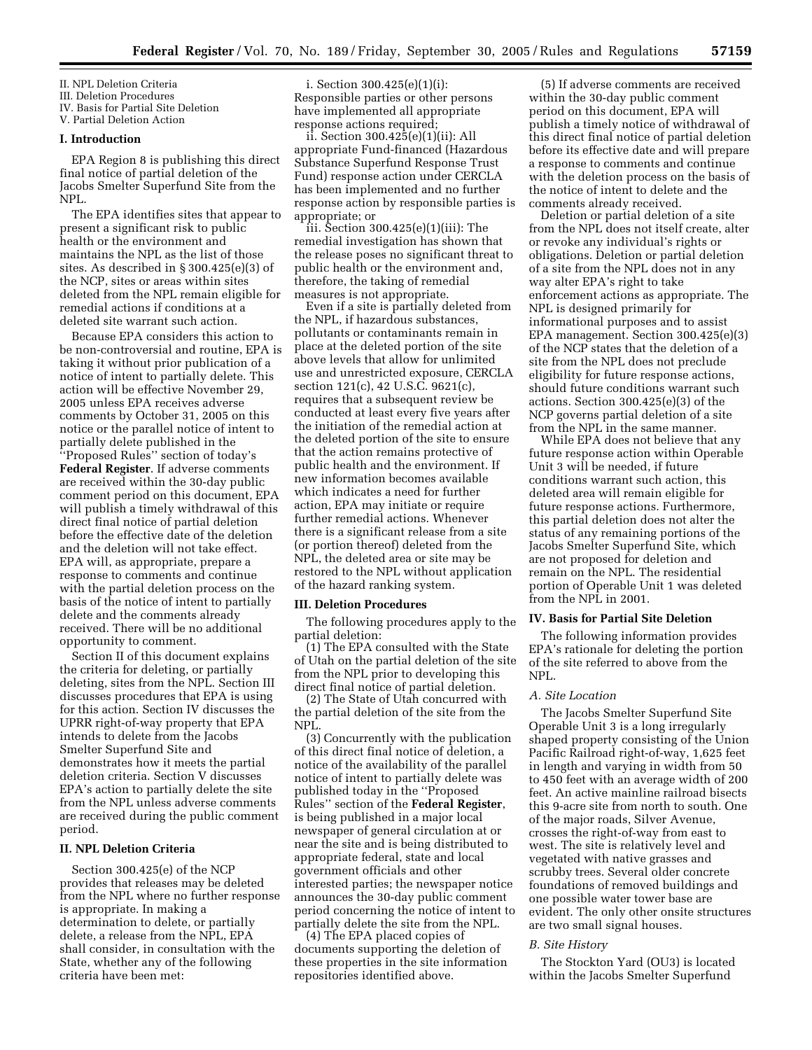II. NPL Deletion Criteria
III. Deletion Procedures
IV. Basis for Partial Site Deletion
V. Partial Deletion Action

## I. Introduction

EPA Region 8 is publishing this direct final notice of partial deletion of the Jacobs Smelter Superfund Site from the NPL.

The EPA identifies sites that appear to present a significant risk to public health or the environment and maintains the NPL as the list of those sites. As described in § 300.425(e)(3) of the NCP, sites or areas within sites deleted from the NPL remain eligible for remedial actions if conditions at a deleted site warrant such action.

Because EPA considers this action to be non-controversial and routine, EPA is taking it without prior publication of a notice of intent to partially delete. This action will be effective November 29, 2005 unless EPA receives adverse comments by October 31, 2005 on this notice or the parallel notice of intent to partially delete published in the "Proposed Rules" section of today's **Federal Register**. If adverse comments are received within the 30-day public comment period on this document, EPA will publish a timely withdrawal of this direct final notice of partial deletion before the effective date of the deletion and the deletion will not take effect. EPA will, as appropriate, prepare a response to comments and continue with the partial deletion process on the basis of the notice of intent to partially delete and the comments already received. There will be no additional opportunity to comment.

Section II of this document explains the criteria for deleting, or partially deleting, sites from the NPL. Section III discusses procedures that EPA is using for this action. Section IV discusses the UPRR right-of-way property that EPA intends to delete from the Jacobs Smelter Superfund Site and demonstrates how it meets the partial deletion criteria. Section V discusses EPA's action to partially delete the site from the NPL unless adverse comments are received during the public comment period.

## II. NPL Deletion Criteria

Section 300.425(e) of the NCP provides that releases may be deleted from the NPL where no further response is appropriate. In making a determination to delete, or partially delete, a release from the NPL, EPA shall consider, in consultation with the State, whether any of the following criteria have been met:

i. Section 300.425(e)(1)(i): Responsible parties or other persons have implemented all appropriate response actions required;

ii. Section 300.425(e)(1)(ii): All appropriate Fund-financed (Hazardous Substance Superfund Response Trust Fund) response action under CERCLA has been implemented and no further response action by responsible parties is appropriate; or

iii. Section 300.425(e)(1)(iii): The remedial investigation has shown that the release poses no significant threat to public health or the environment and, therefore, the taking of remedial measures is not appropriate.

Even if a site is partially deleted from the NPL, if hazardous substances, pollutants or contaminants remain in place at the deleted portion of the site above levels that allow for unlimited use and unrestricted exposure, CERCLA section 121(c), 42 U.S.C. 9621(c), requires that a subsequent review be conducted at least every five years after the initiation of the remedial action at the deleted portion of the site to ensure that the action remains protective of public health and the environment. If new information becomes available which indicates a need for further action, EPA may initiate or require further remedial actions. Whenever there is a significant release from a site (or portion thereof) deleted from the NPL, the deleted area or site may be restored to the NPL without application of the hazard ranking system.

## III. Deletion Procedures

The following procedures apply to the partial deletion:

(1) The EPA consulted with the State of Utah on the partial deletion of the site from the NPL prior to developing this direct final notice of partial deletion.

(2) The State of Utah concurred with the partial deletion of the site from the NPL.

(3) Concurrently with the publication of this direct final notice of deletion, a notice of the availability of the parallel notice of intent to partially delete was published today in the "Proposed Rules" section of the **Federal Register**, is being published in a major local newspaper of general circulation at or near the site and is being distributed to appropriate federal, state and local government officials and other interested parties; the newspaper notice announces the 30-day public comment period concerning the notice of intent to partially delete the site from the NPL.

(4) The EPA placed copies of documents supporting the deletion of these properties in the site information repositories identified above.

(5) If adverse comments are received within the 30-day public comment period on this document, EPA will publish a timely notice of withdrawal of this direct final notice of partial deletion before its effective date and will prepare a response to comments and continue with the deletion process on the basis of the notice of intent to delete and the comments already received.

Deletion or partial deletion of a site from the NPL does not itself create, alter or revoke any individual's rights or obligations. Deletion or partial deletion of a site from the NPL does not in any way alter EPA's right to take enforcement actions as appropriate. The NPL is designed primarily for informational purposes and to assist EPA management. Section 300.425(e)(3) of the NCP states that the deletion of a site from the NPL does not preclude eligibility for future response actions, should future conditions warrant such actions. Section 300.425(e)(3) of the NCP governs partial deletion of a site from the NPL in the same manner.

While EPA does not believe that any future response action within Operable Unit 3 will be needed, if future conditions warrant such action, this deleted area will remain eligible for future response actions. Furthermore, this partial deletion does not alter the status of any remaining portions of the Jacobs Smelter Superfund Site, which are not proposed for deletion and remain on the NPL. The residential portion of Operable Unit 1 was deleted from the NPL in 2001.

## IV. Basis for Partial Site Deletion

The following information provides EPA's rationale for deleting the portion of the site referred to above from the NPL.

### *A. Site Location*

The Jacobs Smelter Superfund Site Operable Unit 3 is a long irregularly shaped property consisting of the Union Pacific Railroad right-of-way, 1,625 feet in length and varying in width from 50 to 450 feet with an average width of 200 feet. An active mainline railroad bisects this 9-acre site from north to south. One of the major roads, Silver Avenue, crosses the right-of-way from east to west. The site is relatively level and vegetated with native grasses and scrubby trees. Several older concrete foundations of removed buildings and one possible water tower base are evident. The only other onsite structures are two small signal houses.

### *B. Site History*

The Stockton Yard (OU3) is located within the Jacobs Smelter Superfund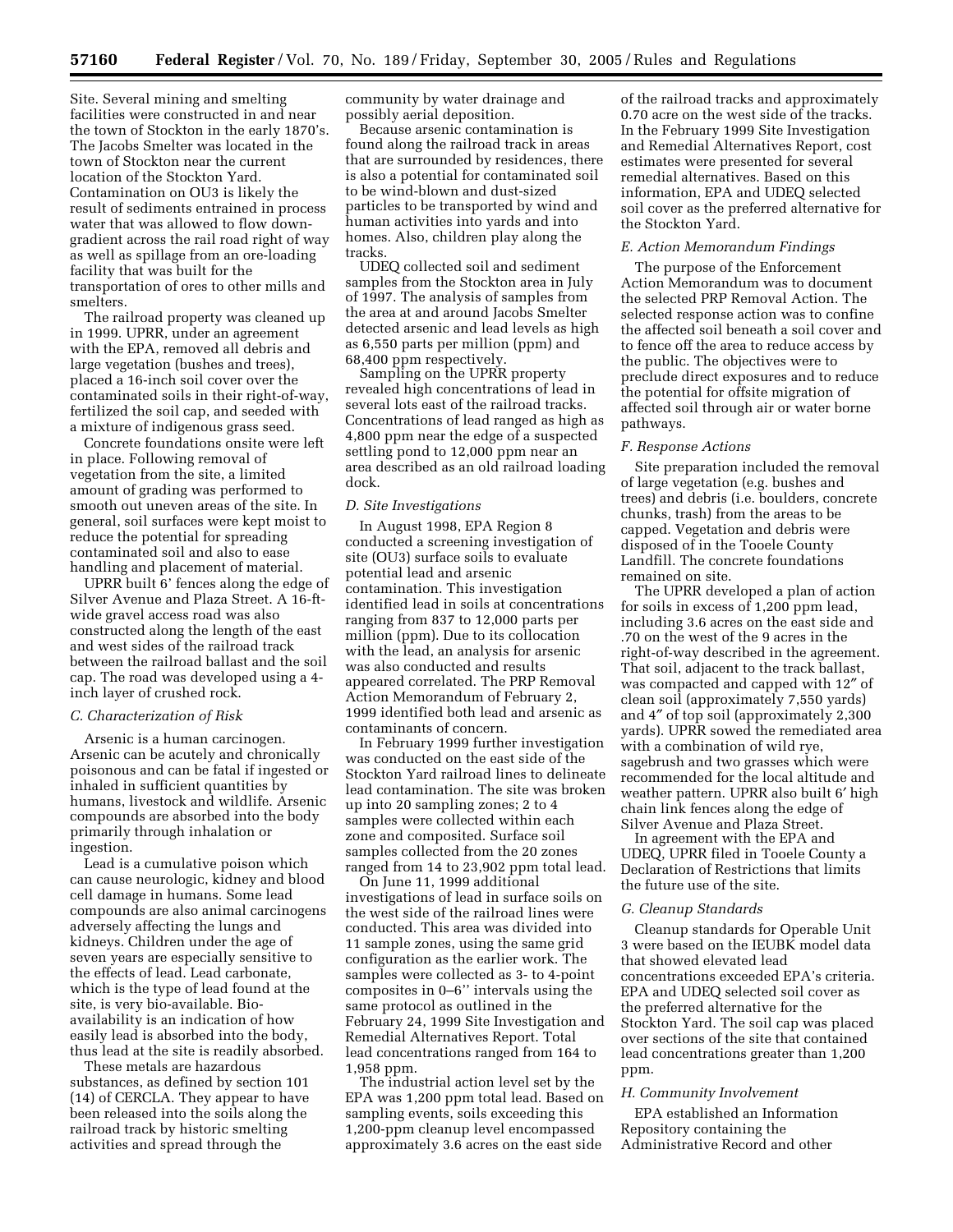Site. Several mining and smelting facilities were constructed in and near the town of Stockton in the early 1870's. The Jacobs Smelter was located in the town of Stockton near the current location of the Stockton Yard. Contamination on OU3 is likely the result of sediments entrained in process water that was allowed to flow down-gradient across the rail road right of way as well as spillage from an ore-loading facility that was built for the transportation of ores to other mills and smelters.

The railroad property was cleaned up in 1999. UPRR, under an agreement with the EPA, removed all debris and large vegetation (bushes and trees), placed a 16-inch soil cover over the contaminated soils in their right-of-way, fertilized the soil cap, and seeded with a mixture of indigenous grass seed.

Concrete foundations onsite were left in place. Following removal of vegetation from the site, a limited amount of grading was performed to smooth out uneven areas of the site. In general, soil surfaces were kept moist to reduce the potential for spreading contaminated soil and also to ease handling and placement of material.

UPRR built 6' fences along the edge of Silver Avenue and Plaza Street. A 16-ft-wide gravel access road was also constructed along the length of the east and west sides of the railroad track between the railroad ballast and the soil cap. The road was developed using a 4-inch layer of crushed rock.

### *C. Characterization of Risk*

Arsenic is a human carcinogen. Arsenic can be acutely and chronically poisonous and can be fatal if ingested or inhaled in sufficient quantities by humans, livestock and wildlife. Arsenic compounds are absorbed into the body primarily through inhalation or ingestion.

Lead is a cumulative poison which can cause neurologic, kidney and blood cell damage in humans. Some lead compounds are also animal carcinogens adversely affecting the lungs and kidneys. Children under the age of seven years are especially sensitive to the effects of lead. Lead carbonate, which is the type of lead found at the site, is very bio-available. Bio-availability is an indication of how easily lead is absorbed into the body, thus lead at the site is readily absorbed.

These metals are hazardous substances, as defined by section 101 (14) of CERCLA. They appear to have been released into the soils along the railroad track by historic smelting activities and spread through the community by water drainage and possibly aerial deposition.

Because arsenic contamination is found along the railroad track in areas that are surrounded by residences, there is also a potential for contaminated soil to be wind-blown and dust-sized particles to be transported by wind and human activities into yards and into homes. Also, children play along the tracks.

UDEQ collected soil and sediment samples from the Stockton area in July of 1997. The analysis of samples from the area at and around Jacobs Smelter detected arsenic and lead levels as high as 6,550 parts per million (ppm) and 68,400 ppm respectively.

Sampling on the UPRR property revealed high concentrations of lead in several lots east of the railroad tracks. Concentrations of lead ranged as high as 4,800 ppm near the edge of a suspected settling pond to 12,000 ppm near an area described as an old railroad loading dock.

### *D. Site Investigations*

In August 1998, EPA Region 8 conducted a screening investigation of site (OU3) surface soils to evaluate potential lead and arsenic contamination. This investigation identified lead in soils at concentrations ranging from 837 to 12,000 parts per million (ppm). Due to its collocation with the lead, an analysis for arsenic was also conducted and results appeared correlated. The PRP Removal Action Memorandum of February 2, 1999 identified both lead and arsenic as contaminants of concern.

In February 1999 further investigation was conducted on the east side of the Stockton Yard railroad lines to delineate lead contamination. The site was broken up into 20 sampling zones; 2 to 4 samples were collected within each zone and composited. Surface soil samples collected from the 20 zones ranged from 14 to 23,902 ppm total lead.

On June 11, 1999 additional investigations of lead in surface soils on the west side of the railroad lines were conducted. This area was divided into 11 sample zones, using the same grid configuration as the earlier work. The samples were collected as 3- to 4-point composites in 0–6'' intervals using the same protocol as outlined in the February 24, 1999 Site Investigation and Remedial Alternatives Report. Total lead concentrations ranged from 164 to 1,958 ppm.

The industrial action level set by the EPA was 1,200 ppm total lead. Based on sampling events, soils exceeding this 1,200-ppm cleanup level encompassed approximately 3.6 acres on the east side of the railroad tracks and approximately 0.70 acre on the west side of the tracks. In the February 1999 Site Investigation and Remedial Alternatives Report, cost estimates were presented for several remedial alternatives. Based on this information, EPA and UDEQ selected soil cover as the preferred alternative for the Stockton Yard.

### *E. Action Memorandum Findings*

The purpose of the Enforcement Action Memorandum was to document the selected PRP Removal Action. The selected response action was to confine the affected soil beneath a soil cover and to fence off the area to reduce access by the public. The objectives were to preclude direct exposures and to reduce the potential for offsite migration of affected soil through air or water borne pathways.

### *F. Response Actions*

Site preparation included the removal of large vegetation (e.g. bushes and trees) and debris (i.e. boulders, concrete chunks, trash) from the areas to be capped. Vegetation and debris were disposed of in the Tooele County Landfill. The concrete foundations remained on site.

The UPRR developed a plan of action for soils in excess of 1,200 ppm lead, including 3.6 acres on the east side and .70 on the west of the 9 acres in the right-of-way described in the agreement. That soil, adjacent to the track ballast, was compacted and capped with 12″ of clean soil (approximately 7,550 yards) and 4″ of top soil (approximately 2,300 yards). UPRR sowed the remediated area with a combination of wild rye, sagebrush and two grasses which were recommended for the local altitude and weather pattern. UPRR also built 6′ high chain link fences along the edge of Silver Avenue and Plaza Street.

In agreement with the EPA and UDEQ, UPRR filed in Tooele County a Declaration of Restrictions that limits the future use of the site.

### *G. Cleanup Standards*

Cleanup standards for Operable Unit 3 were based on the IEUBK model data that showed elevated lead concentrations exceeded EPA's criteria. EPA and UDEQ selected soil cover as the preferred alternative for the Stockton Yard. The soil cap was placed over sections of the site that contained lead concentrations greater than 1,200 ppm.

### *H. Community Involvement*

EPA established an Information Repository containing the Administrative Record and other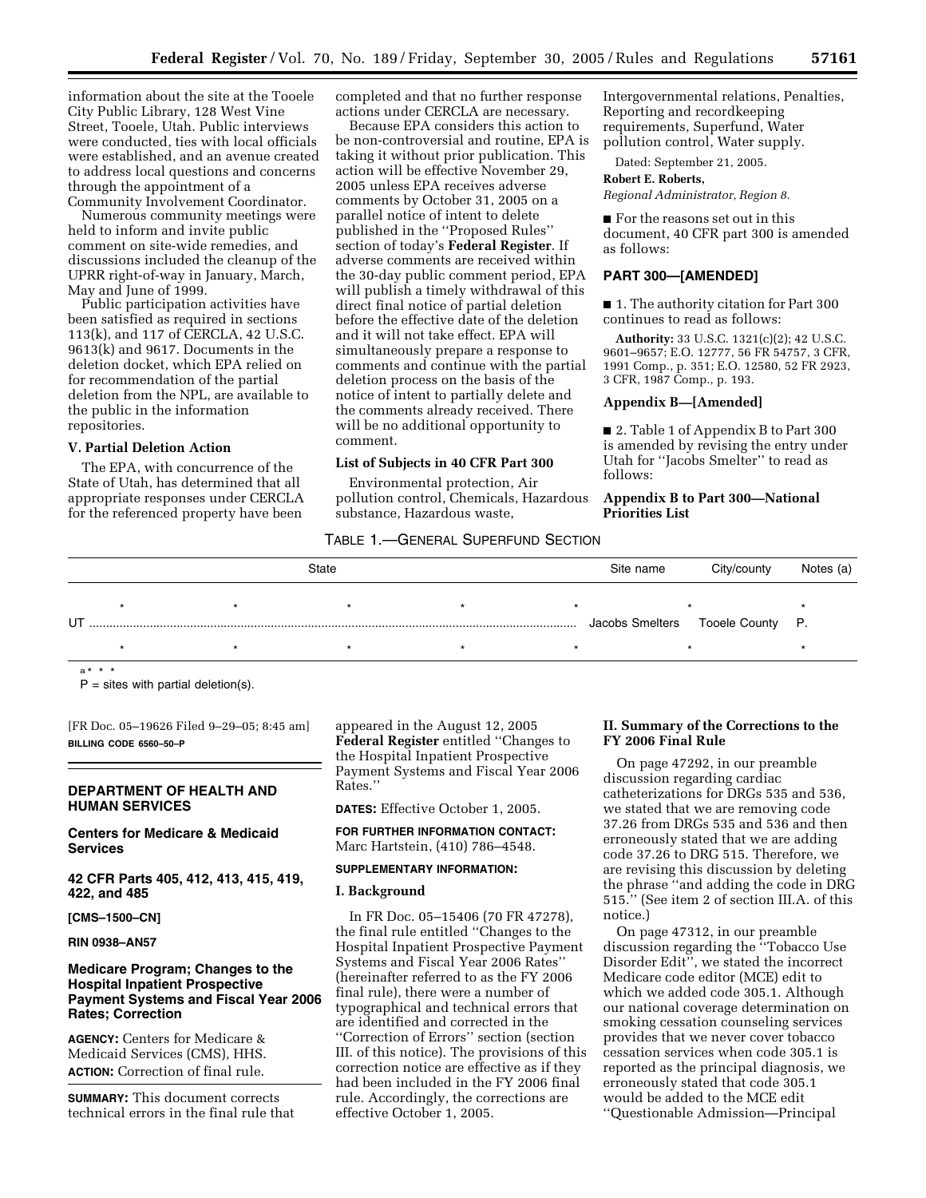information about the site at the Tooele City Public Library, 128 West Vine Street, Tooele, Utah. Public interviews were conducted, ties with local officials were established, and an avenue created to address local questions and concerns through the appointment of a Community Involvement Coordinator.

Numerous community meetings were held to inform and invite public comment on site-wide remedies, and discussions included the cleanup of the UPRR right-of-way in January, March, May and June of 1999.

Public participation activities have been satisfied as required in sections 113(k), and 117 of CERCLA, 42 U.S.C. 9613(k) and 9617. Documents in the deletion docket, which EPA relied on for recommendation of the partial deletion from the NPL, are available to the public in the information repositories.

### V. Partial Deletion Action

The EPA, with concurrence of the State of Utah, has determined that all appropriate responses under CERCLA for the referenced property have been completed and that no further response actions under CERCLA are necessary.

Because EPA considers this action to be non-controversial and routine, EPA is taking it without prior publication. This action will be effective November 29, 2005 unless EPA receives adverse comments by October 31, 2005 on a parallel notice of intent to delete published in the ''Proposed Rules'' section of today's **Federal Register**. If adverse comments are received within the 30-day public comment period, EPA will publish a timely withdrawal of this direct final notice of partial deletion before the effective date of the deletion and it will not take effect. EPA will simultaneously prepare a response to comments and continue with the partial deletion process on the basis of the notice of intent to partially delete and the comments already received. There will be no additional opportunity to comment.

### List of Subjects in 40 CFR Part 300

Environmental protection, Air pollution control, Chemicals, Hazardous substance, Hazardous waste, Intergovernmental relations, Penalties, Reporting and recordkeeping requirements, Superfund, Water pollution control, Water supply.

Dated: September 21, 2005.

**Robert E. Roberts,**

*Regional Administrator, Region 8.*

■ For the reasons set out in this document, 40 CFR part 300 is amended as follows:

### PART 300—[AMENDED]

■ 1. The authority citation for Part 300 continues to read as follows:

**Authority:** 33 U.S.C. 1321(c)(2); 42 U.S.C. 9601–9657; E.O. 12777, 56 FR 54757, 3 CFR, 1991 Comp., p. 351; E.O. 12580, 52 FR 2923, 3 CFR, 1987 Comp., p. 193.

### Appendix B—[Amended]

■ 2. Table 1 of Appendix B to Part 300 is amended by revising the entry under Utah for ''Jacobs Smelter'' to read as follows:

### Appendix B to Part 300—National Priorities List

TABLE 1.—GENERAL SUPERFUND SECTION

| State | Site name | City/county | Notes (a) |
|---|---|---|---|
| * * * * * | | * | * |
| UT | Jacobs Smelters | Tooele County | P. |
| * * * * * | | * | * |

a * * *

P = sites with partial deletion(s).

[FR Doc. 05–19626 Filed 9–29–05; 8:45 am]

**BILLING CODE 6560–50–P**

---

## DEPARTMENT OF HEALTH AND HUMAN SERVICES

### Centers for Medicare & Medicaid Services

### 42 CFR Parts 405, 412, 413, 415, 419, 422, and 485

**[CMS–1500–CN]**

**RIN 0938–AN57**

## Medicare Program; Changes to the Hospital Inpatient Prospective Payment Systems and Fiscal Year 2006 Rates; Correction

**AGENCY:** Centers for Medicare & Medicaid Services (CMS), HHS.

**ACTION:** Correction of final rule.

**SUMMARY:** This document corrects technical errors in the final rule that appeared in the August 12, 2005 **Federal Register** entitled ''Changes to the Hospital Inpatient Prospective Payment Systems and Fiscal Year 2006 Rates.''

**DATES:** Effective October 1, 2005.

**FOR FURTHER INFORMATION CONTACT:** Marc Hartstein, (410) 786–4548.

**SUPPLEMENTARY INFORMATION:**

### I. Background

In FR Doc. 05–15406 (70 FR 47278), the final rule entitled ''Changes to the Hospital Inpatient Prospective Payment Systems and Fiscal Year 2006 Rates'' (hereinafter referred to as the FY 2006 final rule), there were a number of typographical and technical errors that are identified and corrected in the ''Correction of Errors'' section (section III. of this notice). The provisions of this correction notice are effective as if they had been included in the FY 2006 final rule. Accordingly, the corrections are effective October 1, 2005.

### II. Summary of the Corrections to the FY 2006 Final Rule

On page 47292, in our preamble discussion regarding cardiac catheterizations for DRGs 535 and 536, we stated that we are removing code 37.26 from DRGs 535 and 536 and then erroneously stated that we are adding code 37.26 to DRG 515. Therefore, we are revising this discussion by deleting the phrase ''and adding the code in DRG 515.'' (See item 2 of section III.A. of this notice.)

On page 47312, in our preamble discussion regarding the ''Tobacco Use Disorder Edit'', we stated the incorrect Medicare code editor (MCE) edit to which we added code 305.1. Although our national coverage determination on smoking cessation counseling services provides that we never cover tobacco cessation services when code 305.1 is reported as the principal diagnosis, we erroneously stated that code 305.1 would be added to the MCE edit ''Questionable Admission—Principal